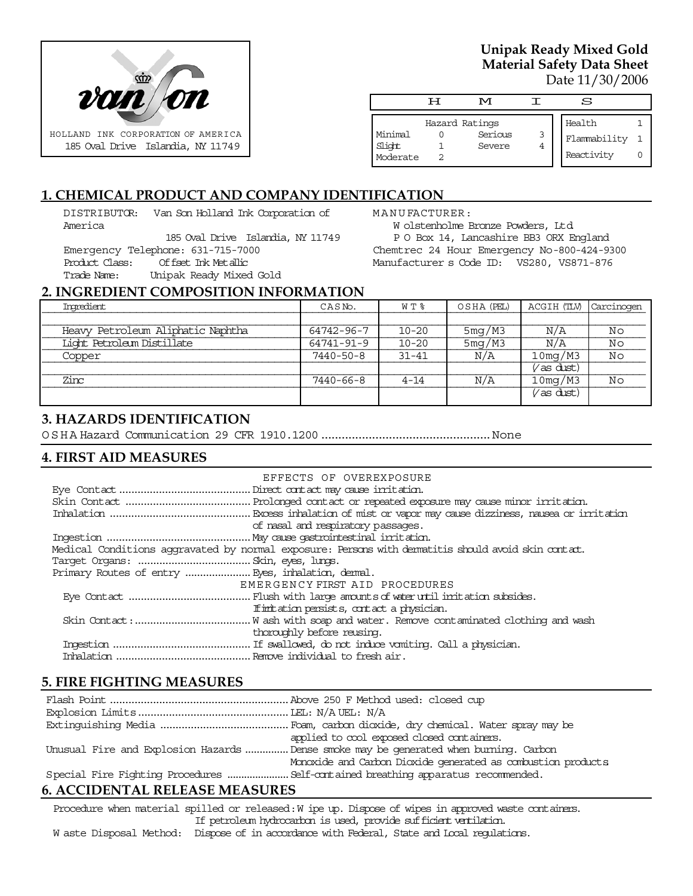HOLLAND INK CORPORATION OF AMERICA
185 Oval Drive Islandia, NY 11749

**Unipak Ready Mixed Gold**
**Material Safety Data Sheet**
Date 11/30/2006

| H M I S | | | | | |
|---|---|---|---|---|---|
| Hazard Ratings | | | | Health | 1 |
| Minimal | 0 | Serious | 3 | Flammability | 1 |
| Slight | 1 | Severe | 4 | Reactivity | 0 |
| Moderate | 2 | | | | |

## 1. CHEMICAL PRODUCT AND COMPANY IDENTIFICATION

DISTRIBUTOR: Van Son Holland Ink Corporation of America
185 Oval Drive Islandia, NY 11749
Emergency Telephone: 631-715-7000
Product Class: Offset Ink Metallic
Trade Name: Unipak Ready Mixed Gold

MANUFACTURER:
Wolstenholme Bronze Powders, Ltd
P O Box 14, Lancashire BB3 ORX England
Chemtrec 24 Hour Emergency No-800-424-9300
Manufacturer s Code ID: VS280, VS871-876

## 2. INGREDIENT COMPOSITION INFORMATION

| Ingredient | CAS No. | WT % | OSHA (PEL) | ACGIH (TLV) | Carcinogen |
|---|---|---|---|---|---|
| Heavy Petroleum Aliphatic Naphtha | 64742-96-7 | 10-20 | 5mg/M3 | N/A | No |
| Light Petroleum Distillate | 64741-91-9 | 10-20 | 5mg/M3 | N/A | No |
| Copper | 7440-50-8 | 31-41 | N/A | 10mg/M3 (/as dust) | No |
| Zinc | 7440-66-8 | 4-14 | N/A | 10mg/M3 (/as dust) | No |

## 3. HAZARDS IDENTIFICATION

OSHA Hazard Communication 29 CFR 1910.1200 .................................................. None

## 4. FIRST AID MEASURES

EFFECTS OF OVEREXPOSURE

Eye Contact .......................................... Direct contact may cause irritation.
Skin Contact ........................................ Prolonged contact or repeated exposure may cause minor irritation.
Inhalation ............................................. Excess inhalation of mist or vapor may cause dizziness, nausea or irritation of nasal and respiratory passages.
Ingestion .............................................. May cause gastrointestinal irritation.
Medical Conditions aggravated by normal exposure: Persons with dermatitis should avoid skin contact.
Target Organs: .................................... Skin, eyes, lungs.
Primary Routes of entry ..................... Eyes, inhalation, dermal.

EMERGENCY FIRST AID PROCEDURES

Eye Contact ....................................... Flush with large amounts of water until irritation subsides. If irritation persists, contact a physician.
Skin Contact: ..................................... Wash with soap and water. Remove contaminated clothing and wash thoroughly before reusing.
Ingestion ............................................ If swallowed, do not induce vomiting. Call a physician.
Inhalation ........................................... Remove individual to fresh air.

## 5. FIRE FIGHTING MEASURES

Flash Point .......................................................... Above 250 F Method used: closed cup
Explosion Limits ................................................ LEL: N/A UEL: N/A
Extinguishing Media .......................................... Foam, carbon dioxide, dry chemical. Water spray may be applied to cool exposed closed containers.
Unusual Fire and Explosion Hazards ............... Dense smoke may be generated when burning. Carbon Monoxide and Carbon Dioxide generated as combustion products
Special Fire Fighting Procedures ..................... Self-contained breathing apparatus recommended.

## 6. ACCIDENTAL RELEASE MEASURES

Procedure when material spilled or released: Wipe up. Dispose of wipes in approved waste containers. If petroleum hydrocarbon is used, provide sufficient ventilation.
Waste Disposal Method: Dispose of in accordance with Federal, State and Local regulations.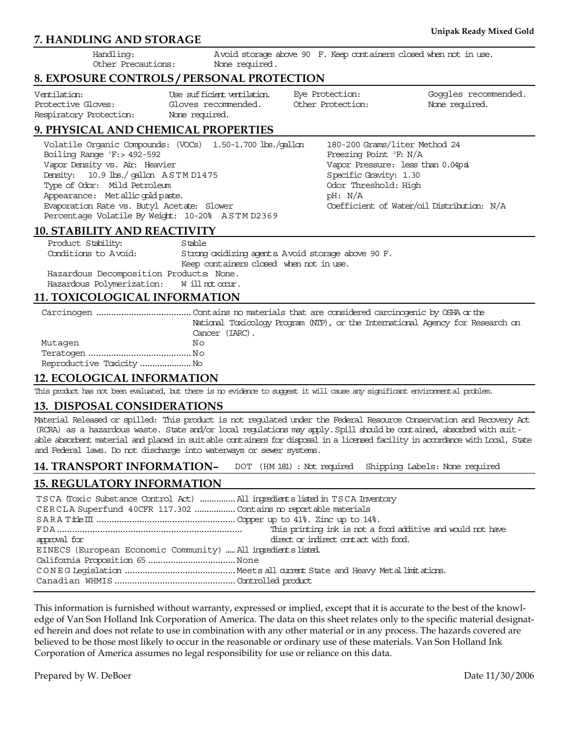## 7. HANDLING AND STORAGE

| | |
|---|---|
| Handling: | Avoid storage above 90 F. Keep containers closed when not in use. |
| Other Precautions: | None required. |

## 8. EXPOSURE CONTROLS / PERSONAL PROTECTION

| | | | |
|---|---|---|---|
| Ventilation: | Use sufficient ventilation. | Eye Protection: | Goggles recommended. |
| Protective Gloves: | Gloves recommended. | Other Protection: | None required. |
| Respiratory Protection: | None required. | | |

## 9. PHYSICAL AND CHEMICAL PROPERTIES

Volatile Organic Compounds: (VOCs) 1.50-1.700 lbs./gallon
180-200 Grams/liter Method 24
Boiling Range °F:> 492-592
Freezing Point °F: N/A
Vapor Density vs. Air: Heavier
Vapor Pressure: less than 0.04psi
Density: 10.9 lbs./ gallon ASTM D1475
Specific Gravity: 1.30
Type of Odor: Mild Petroleum
Odor Threshold: High
Appearance: Metallic gold paste.
pH: N/A
Evaporation Rate vs. Butyl Acetate: Slower
Coefficient of Water/oil Distribution: N/A
Percentage Volatile By Weight: 10-20% ASTM D2369

## 10. STABILITY AND REACTIVITY

Product Stability: Stable
Conditions to Avoid: Strong oxidizing agents. Avoid storage above 90 F. Keep containers closed when not in use.
Hazardous Decomposition Products: None.
Hazardous Polymerization: Will not occur.

## 11. TOXICOLOGICAL INFORMATION

Carcinogen ...................................... Contains no materials that are considered carcinogenic by OSHA or the National Toxicology Program (NTP), or the International Agency for Research on Cancer (IARC).
Mutagen No
Teratogen ......................................... No
Reproductive Toxicity .................... No

## 12. ECOLOGICAL INFORMATION

This product has not been evaluated, but there is no evidence to suggest it will cause any significant environmental problem.

## 13. DISPOSAL CONSIDERATIONS

Material Released or spilled: This product is not regulated under the Federal Resource Conservation and Recovery Act (RCRA) as a hazardous waste. State and/or local regulations may apply. Spill should be contained, absorbed with suitable absorbent material and placed in suitable containers for disposal in a licensed facility in accordance with Local, State and Federal laws. Do not discharge into waterways or sewer systems.

## 14. TRANSPORT INFORMATION– DOT (HM 181) : Not required Shipping Labels: None required

## 15. REGULATORY INFORMATION

TSCA (Toxic Substance Control Act) ............... All ingredients listed in TSCA Inventory
CERCLA Superfund 40CFR 117.302 ................ Contains no reportable materials
SARA Title III ....................................................... Copper up to 41%. Zinc up to 14%.
FDA ......................................................................... This printing ink is not a food additive and would not have approval for direct or indirect contact with food.
EINECS (European Economic Community) ..... All ingredients listed.
California Proposition 65 .................................. None
CONEG Legislation ........................................... Meets all current State and Heavy Metal limitations.
Canadian WHMIS ................................................ Controlled product

This information is furnished without warranty, expressed or implied, except that it is accurate to the best of the knowledge of Van Son Holland Ink Corporation of America. The data on this sheet relates only to the specific material designated herein and does not relate to use in combination with any other material or in any process. The hazards covered are believed to be those most likely to occur in the reasonable or ordinary use of these materials. Van Son Holland Ink Corporation of America assumes no legal responsibility for use or reliance on this data.

Prepared by W. DeBoer

Date 11/30/2006